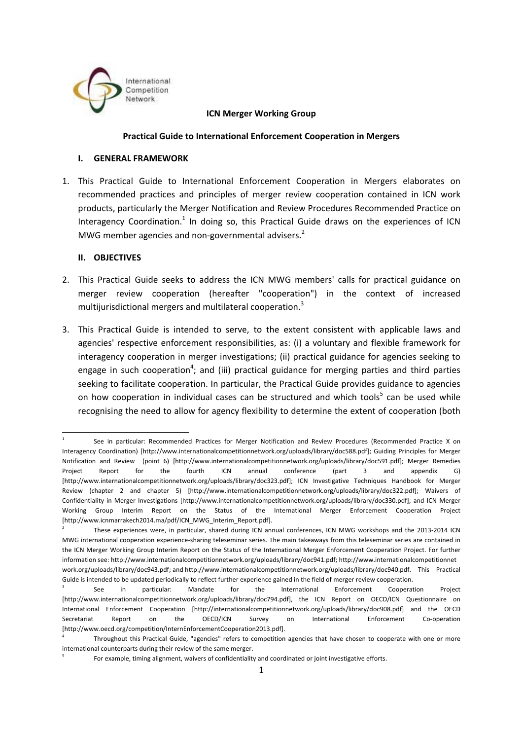International Competition Network

**ICN Merger Working Group**

**Practical Guide to International Enforcement Cooperation in Mergers**

## I. GENERAL FRAMEWORK

1. This Practical Guide to International Enforcement Cooperation in Mergers elaborates on recommended practices and principles of merger review cooperation contained in ICN work products, particularly the Merger Notification and Review Procedures Recommended Practice on Interagency Coordination.[1] In doing so, this Practical Guide draws on the experiences of ICN MWG member agencies and non-governmental advisers.[2]

## II. OBJECTIVES

2. This Practical Guide seeks to address the ICN MWG members' calls for practical guidance on merger review cooperation (hereafter "cooperation") in the context of increased multijurisdictional mergers and multilateral cooperation.[3]

3. This Practical Guide is intended to serve, to the extent consistent with applicable laws and agencies' respective enforcement responsibilities, as: (i) a voluntary and flexible framework for interagency cooperation in merger investigations; (ii) practical guidance for agencies seeking to engage in such cooperation[4]; and (iii) practical guidance for merging parties and third parties seeking to facilitate cooperation. In particular, the Practical Guide provides guidance to agencies on how cooperation in individual cases can be structured and which tools[5] can be used while recognising the need to allow for agency flexibility to determine the extent of cooperation (both

---

[1] See in particular: Recommended Practices for Merger Notification and Review Procedures (Recommended Practice X on Interagency Coordination) [http://www.internationalcompetitionnetwork.org/uploads/library/doc588.pdf]; Guiding Principles for Merger Notification and Review (point 6) [http://www.internationalcompetitionnetwork.org/uploads/library/doc591.pdf]; Merger Remedies Project Report for the fourth ICN annual conference (part 3 and appendix G) [http://www.internationalcompetitionnetwork.org/uploads/library/doc323.pdf]; ICN Investigative Techniques Handbook for Merger Review (chapter 2 and chapter 5) [http://www.internationalcompetitionnetwork.org/uploads/library/doc322.pdf]; Waivers of Confidentiality in Merger Investigations [http://www.internationalcompetitionnetwork.org/uploads/library/doc330.pdf]; and ICN Merger Working Group Interim Report on the Status of the International Merger Enforcement Cooperation Project [http://www.icnmarrakech2014.ma/pdf/ICN_MWG_Interim_Report.pdf].

[2] These experiences were, in particular, shared during ICN annual conferences, ICN MWG workshops and the 2013-2014 ICN MWG international cooperation experience-sharing teleseminar series. The main takeaways from this teleseminar series are contained in the ICN Merger Working Group Interim Report on the Status of the International Merger Enforcement Cooperation Project. For further information see: http://www.internationalcompetitionnetwork.org/uploads/library/doc941.pdf; http://www.internationalcompetitionnetwork.org/uploads/library/doc943.pdf; and http://www.internationalcompetitionnetwork.org/uploads/library/doc940.pdf. This Practical Guide is intended to be updated periodically to reflect further experience gained in the field of merger review cooperation.

[3] See in particular: Mandate for the International Enforcement Cooperation Project [http://www.internationalcompetitionnetwork.org/uploads/library/doc794.pdf], the ICN Report on OECD/ICN Questionnaire on International Enforcement Cooperation [http://internationalcompetitionnetwork.org/uploads/library/doc908.pdf] and the OECD Secretariat Report on the OECD/ICN Survey on International Enforcement Co-operation [http://www.oecd.org/competition/InternEnforcementCooperation2013.pdf].

[4] Throughout this Practical Guide, "agencies" refers to competition agencies that have chosen to cooperate with one or more international counterparts during their review of the same merger.

[5] For example, timing alignment, waivers of confidentiality and coordinated or joint investigative efforts.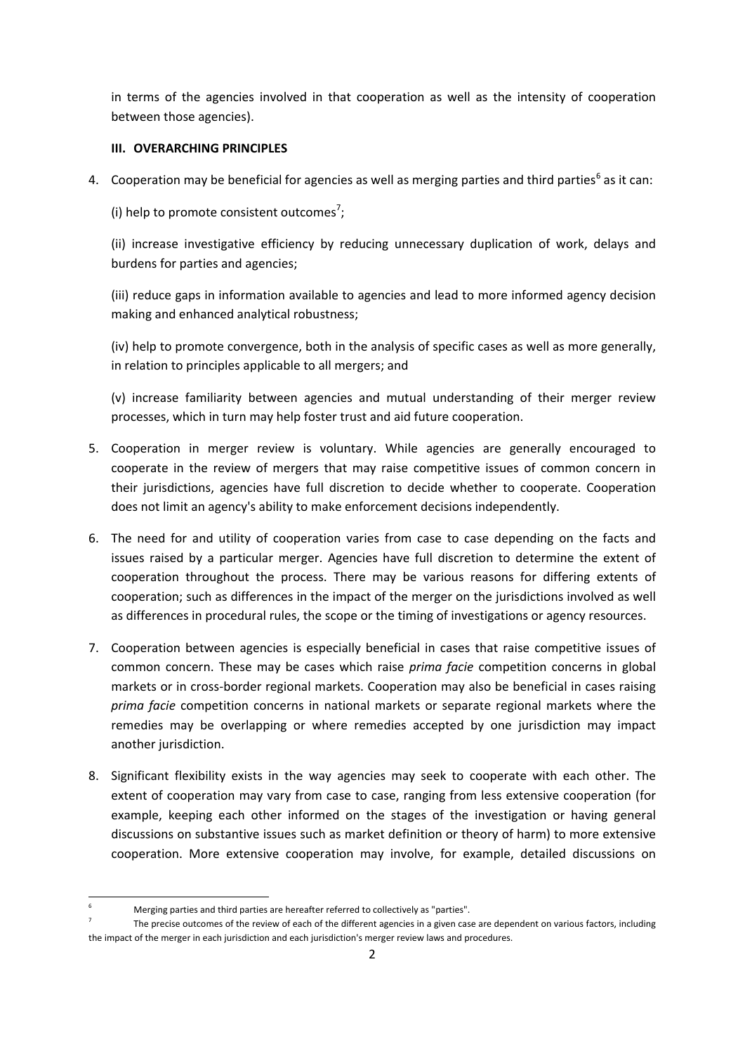in terms of the agencies involved in that cooperation as well as the intensity of cooperation between those agencies).

### III. OVERARCHING PRINCIPLES

4. Cooperation may be beneficial for agencies as well as merging parties and third parties[6] as it can:

   (i) help to promote consistent outcomes[7];

   (ii) increase investigative efficiency by reducing unnecessary duplication of work, delays and burdens for parties and agencies;

   (iii) reduce gaps in information available to agencies and lead to more informed agency decision making and enhanced analytical robustness;

   (iv) help to promote convergence, both in the analysis of specific cases as well as more generally, in relation to principles applicable to all mergers; and

   (v) increase familiarity between agencies and mutual understanding of their merger review processes, which in turn may help foster trust and aid future cooperation.

5. Cooperation in merger review is voluntary. While agencies are generally encouraged to cooperate in the review of mergers that may raise competitive issues of common concern in their jurisdictions, agencies have full discretion to decide whether to cooperate. Cooperation does not limit an agency's ability to make enforcement decisions independently.

6. The need for and utility of cooperation varies from case to case depending on the facts and issues raised by a particular merger. Agencies have full discretion to determine the extent of cooperation throughout the process. There may be various reasons for differing extents of cooperation; such as differences in the impact of the merger on the jurisdictions involved as well as differences in procedural rules, the scope or the timing of investigations or agency resources.

7. Cooperation between agencies is especially beneficial in cases that raise competitive issues of common concern. These may be cases which raise *prima facie* competition concerns in global markets or in cross-border regional markets. Cooperation may also be beneficial in cases raising *prima facie* competition concerns in national markets or separate regional markets where the remedies may be overlapping or where remedies accepted by one jurisdiction may impact another jurisdiction.

8. Significant flexibility exists in the way agencies may seek to cooperate with each other. The extent of cooperation may vary from case to case, ranging from less extensive cooperation (for example, keeping each other informed on the stages of the investigation or having general discussions on substantive issues such as market definition or theory of harm) to more extensive cooperation. More extensive cooperation may involve, for example, detailed discussions on

---

[6] Merging parties and third parties are hereafter referred to collectively as "parties".

[7] The precise outcomes of the review of each of the different agencies in a given case are dependent on various factors, including the impact of the merger in each jurisdiction and each jurisdiction's merger review laws and procedures.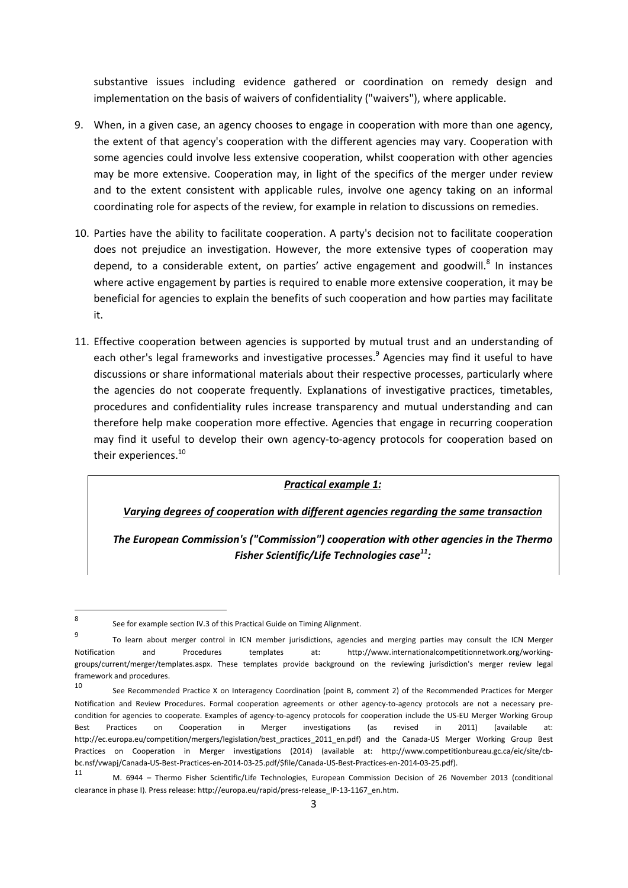substantive issues including evidence gathered or coordination on remedy design and implementation on the basis of waivers of confidentiality ("waivers"), where applicable.

9. When, in a given case, an agency chooses to engage in cooperation with more than one agency, the extent of that agency's cooperation with the different agencies may vary. Cooperation with some agencies could involve less extensive cooperation, whilst cooperation with other agencies may be more extensive. Cooperation may, in light of the specifics of the merger under review and to the extent consistent with applicable rules, involve one agency taking on an informal coordinating role for aspects of the review, for example in relation to discussions on remedies.

10. Parties have the ability to facilitate cooperation. A party's decision not to facilitate cooperation does not prejudice an investigation. However, the more extensive types of cooperation may depend, to a considerable extent, on parties' active engagement and goodwill.[8] In instances where active engagement by parties is required to enable more extensive cooperation, it may be beneficial for agencies to explain the benefits of such cooperation and how parties may facilitate it.

11. Effective cooperation between agencies is supported by mutual trust and an understanding of each other's legal frameworks and investigative processes.[9] Agencies may find it useful to have discussions or share informational materials about their respective processes, particularly where the agencies do not cooperate frequently. Explanations of investigative practices, timetables, procedures and confidentiality rules increase transparency and mutual understanding and can therefore help make cooperation more effective. Agencies that engage in recurring cooperation may find it useful to develop their own agency-to-agency protocols for cooperation based on their experiences.[10]

***Practical example 1:***

***Varying degrees of cooperation with different agencies regarding the same transaction***

***The European Commission's ("Commission") cooperation with other agencies in the Thermo Fisher Scientific/Life Technologies case[11]:***

---

[8] See for example section IV.3 of this Practical Guide on Timing Alignment.

[9] To learn about merger control in ICN member jurisdictions, agencies and merging parties may consult the ICN Merger Notification and Procedures templates at: http://www.internationalcompetitionnetwork.org/working-groups/current/merger/templates.aspx. These templates provide background on the reviewing jurisdiction's merger review legal framework and procedures.

[10] See Recommended Practice X on Interagency Coordination (point B, comment 2) of the Recommended Practices for Merger Notification and Review Procedures. Formal cooperation agreements or other agency-to-agency protocols are not a necessary pre-condition for agencies to cooperate. Examples of agency-to-agency protocols for cooperation include the US-EU Merger Working Group Best Practices on Cooperation in Merger investigations (as revised in 2011) (available at: http://ec.europa.eu/competition/mergers/legislation/best_practices_2011_en.pdf) and the Canada-US Merger Working Group Best Practices on Cooperation in Merger investigations (2014) (available at: http://www.competitionbureau.gc.ca/eic/site/cb-bc.nsf/vwapj/Canada-US-Best-Practices-en-2014-03-25.pdf/$file/Canada-US-Best-Practices-en-2014-03-25.pdf).

[11] M. 6944 – Thermo Fisher Scientific/Life Technologies, European Commission Decision of 26 November 2013 (conditional clearance in phase I). Press release: http://europa.eu/rapid/press-release_IP-13-1167_en.htm.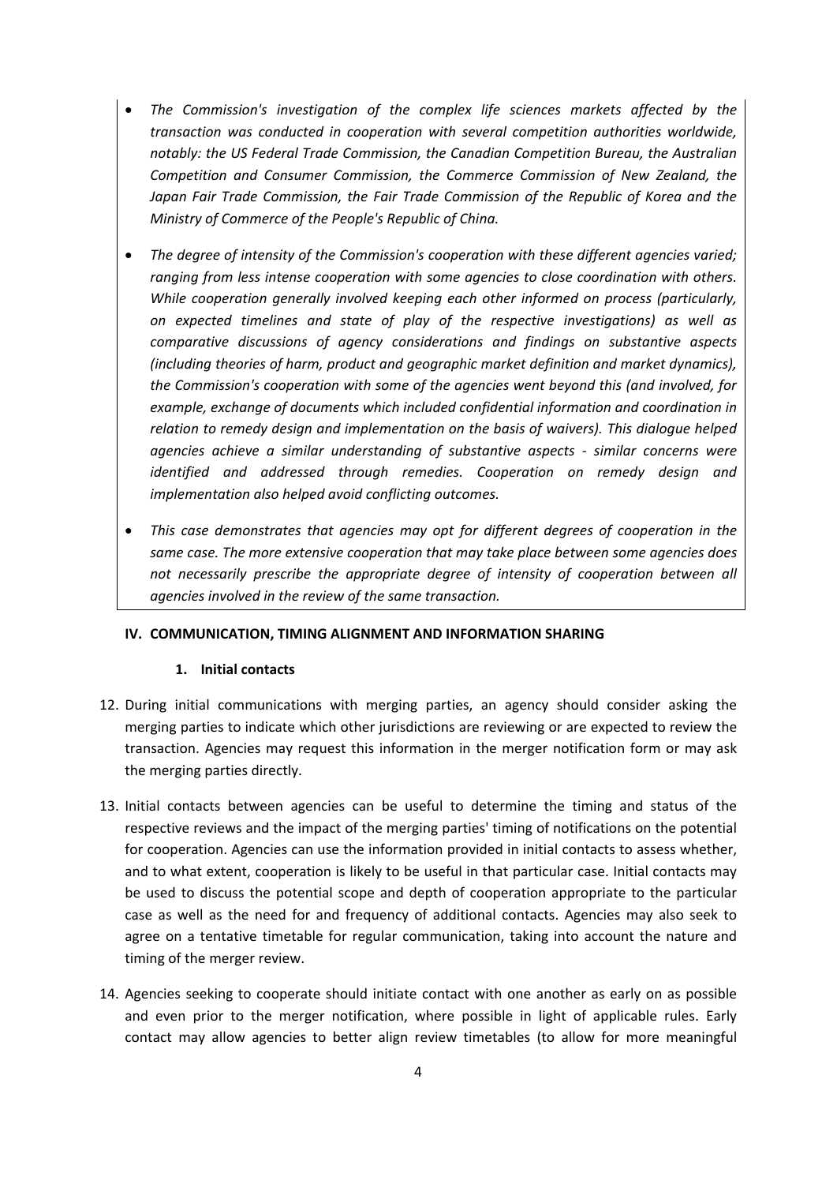- *The Commission's investigation of the complex life sciences markets affected by the transaction was conducted in cooperation with several competition authorities worldwide, notably: the US Federal Trade Commission, the Canadian Competition Bureau, the Australian Competition and Consumer Commission, the Commerce Commission of New Zealand, the Japan Fair Trade Commission, the Fair Trade Commission of the Republic of Korea and the Ministry of Commerce of the People's Republic of China.*

- *The degree of intensity of the Commission's cooperation with these different agencies varied; ranging from less intense cooperation with some agencies to close coordination with others. While cooperation generally involved keeping each other informed on process (particularly, on expected timelines and state of play of the respective investigations) as well as comparative discussions of agency considerations and findings on substantive aspects (including theories of harm, product and geographic market definition and market dynamics), the Commission's cooperation with some of the agencies went beyond this (and involved, for example, exchange of documents which included confidential information and coordination in relation to remedy design and implementation on the basis of waivers). This dialogue helped agencies achieve a similar understanding of substantive aspects - similar concerns were identified and addressed through remedies. Cooperation on remedy design and implementation also helped avoid conflicting outcomes.*

- *This case demonstrates that agencies may opt for different degrees of cooperation in the same case. The more extensive cooperation that may take place between some agencies does not necessarily prescribe the appropriate degree of intensity of cooperation between all agencies involved in the review of the same transaction.*

## IV. COMMUNICATION, TIMING ALIGNMENT AND INFORMATION SHARING

### 1. Initial contacts

12. During initial communications with merging parties, an agency should consider asking the merging parties to indicate which other jurisdictions are reviewing or are expected to review the transaction. Agencies may request this information in the merger notification form or may ask the merging parties directly.

13. Initial contacts between agencies can be useful to determine the timing and status of the respective reviews and the impact of the merging parties' timing of notifications on the potential for cooperation. Agencies can use the information provided in initial contacts to assess whether, and to what extent, cooperation is likely to be useful in that particular case. Initial contacts may be used to discuss the potential scope and depth of cooperation appropriate to the particular case as well as the need for and frequency of additional contacts. Agencies may also seek to agree on a tentative timetable for regular communication, taking into account the nature and timing of the merger review.

14. Agencies seeking to cooperate should initiate contact with one another as early on as possible and even prior to the merger notification, where possible in light of applicable rules. Early contact may allow agencies to better align review timetables (to allow for more meaningful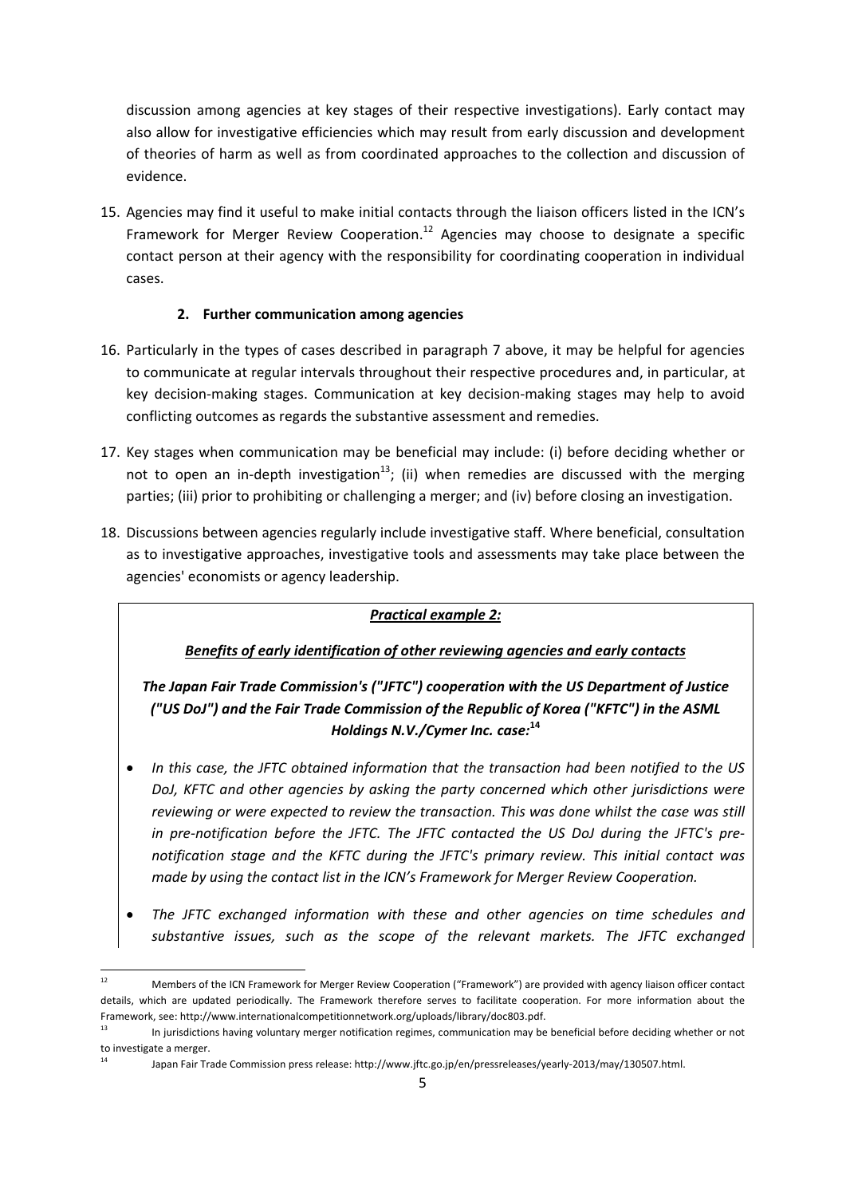discussion among agencies at key stages of their respective investigations). Early contact may also allow for investigative efficiencies which may result from early discussion and development of theories of harm as well as from coordinated approaches to the collection and discussion of evidence.

15. Agencies may find it useful to make initial contacts through the liaison officers listed in the ICN's Framework for Merger Review Cooperation.[12] Agencies may choose to designate a specific contact person at their agency with the responsibility for coordinating cooperation in individual cases.

### 2. Further communication among agencies

16. Particularly in the types of cases described in paragraph 7 above, it may be helpful for agencies to communicate at regular intervals throughout their respective procedures and, in particular, at key decision-making stages. Communication at key decision-making stages may help to avoid conflicting outcomes as regards the substantive assessment and remedies.

17. Key stages when communication may be beneficial may include: (i) before deciding whether or not to open an in-depth investigation[13]; (ii) when remedies are discussed with the merging parties; (iii) prior to prohibiting or challenging a merger; and (iv) before closing an investigation.

18. Discussions between agencies regularly include investigative staff. Where beneficial, consultation as to investigative approaches, investigative tools and assessments may take place between the agencies' economists or agency leadership.

> ***Practical example 2:***
>
> ***Benefits of early identification of other reviewing agencies and early contacts***
>
> ***The Japan Fair Trade Commission's ("JFTC") cooperation with the US Department of Justice ("US DoJ") and the Fair Trade Commission of the Republic of Korea ("KFTC") in the ASML Holdings N.V./Cymer Inc. case:***[14]
>
> - *In this case, the JFTC obtained information that the transaction had been notified to the US DoJ, KFTC and other agencies by asking the party concerned which other jurisdictions were reviewing or were expected to review the transaction. This was done whilst the case was still in pre-notification before the JFTC. The JFTC contacted the US DoJ during the JFTC's pre-notification stage and the KFTC during the JFTC's primary review. This initial contact was made by using the contact list in the ICN's Framework for Merger Review Cooperation.*
> - *The JFTC exchanged information with these and other agencies on time schedules and substantive issues, such as the scope of the relevant markets. The JFTC exchanged*

---

[12] Members of the ICN Framework for Merger Review Cooperation ("Framework") are provided with agency liaison officer contact details, which are updated periodically. The Framework therefore serves to facilitate cooperation. For more information about the Framework, see: http://www.internationalcompetitionnetwork.org/uploads/library/doc803.pdf.

[13] In jurisdictions having voluntary merger notification regimes, communication may be beneficial before deciding whether or not to investigate a merger.

[14] Japan Fair Trade Commission press release: http://www.jftc.go.jp/en/pressreleases/yearly-2013/may/130507.html.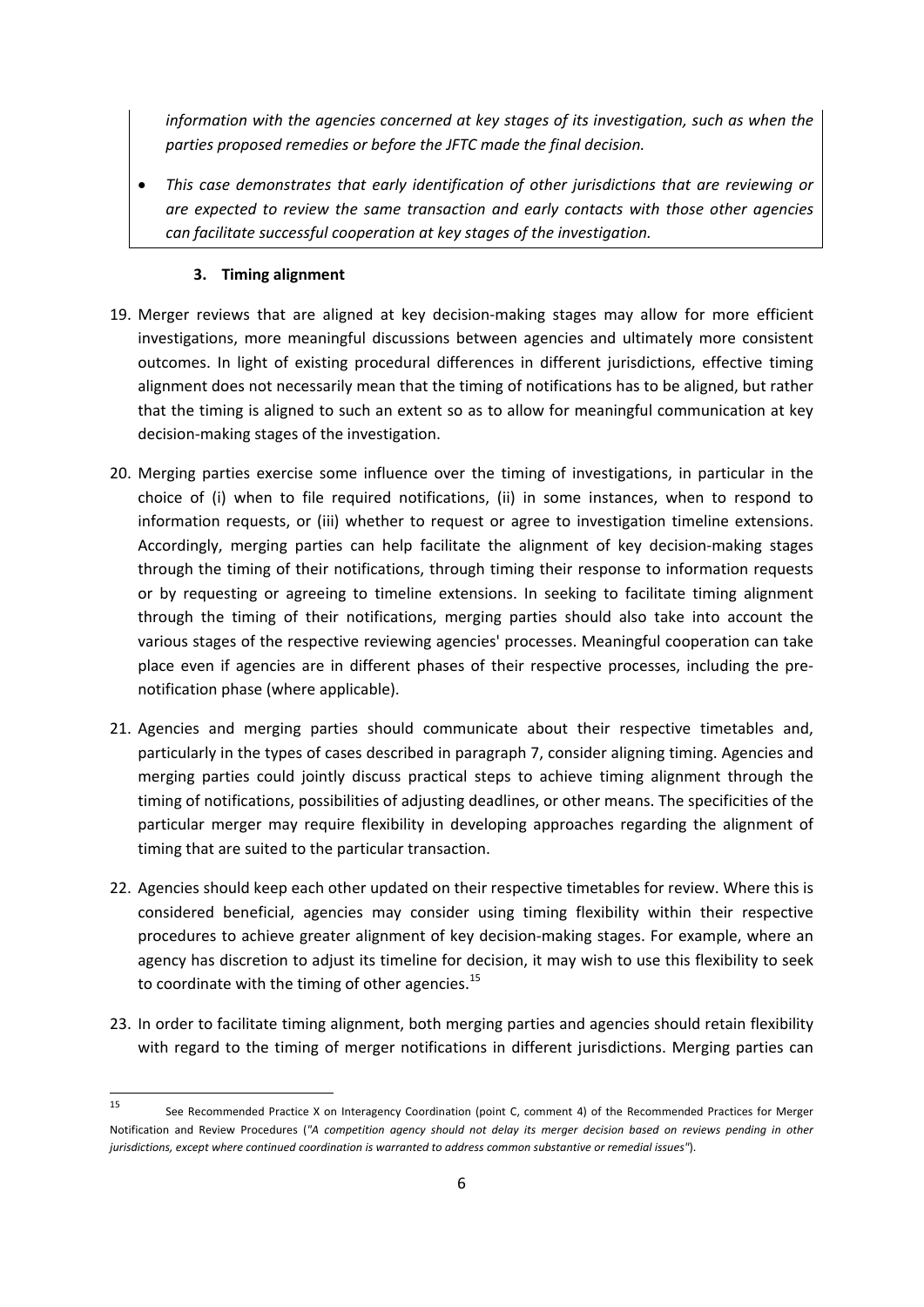*information with the agencies concerned at key stages of its investigation, such as when the parties proposed remedies or before the JFTC made the final decision.*

- *This case demonstrates that early identification of other jurisdictions that are reviewing or are expected to review the same transaction and early contacts with those other agencies can facilitate successful cooperation at key stages of the investigation.*

### 3. Timing alignment

19. Merger reviews that are aligned at key decision-making stages may allow for more efficient investigations, more meaningful discussions between agencies and ultimately more consistent outcomes. In light of existing procedural differences in different jurisdictions, effective timing alignment does not necessarily mean that the timing of notifications has to be aligned, but rather that the timing is aligned to such an extent so as to allow for meaningful communication at key decision-making stages of the investigation.

20. Merging parties exercise some influence over the timing of investigations, in particular in the choice of (i) when to file required notifications, (ii) in some instances, when to respond to information requests, or (iii) whether to request or agree to investigation timeline extensions. Accordingly, merging parties can help facilitate the alignment of key decision-making stages through the timing of their notifications, through timing their response to information requests or by requesting or agreeing to timeline extensions. In seeking to facilitate timing alignment through the timing of their notifications, merging parties should also take into account the various stages of the respective reviewing agencies' processes. Meaningful cooperation can take place even if agencies are in different phases of their respective processes, including the pre-notification phase (where applicable).

21. Agencies and merging parties should communicate about their respective timetables and, particularly in the types of cases described in paragraph 7, consider aligning timing. Agencies and merging parties could jointly discuss practical steps to achieve timing alignment through the timing of notifications, possibilities of adjusting deadlines, or other means. The specificities of the particular merger may require flexibility in developing approaches regarding the alignment of timing that are suited to the particular transaction.

22. Agencies should keep each other updated on their respective timetables for review. Where this is considered beneficial, agencies may consider using timing flexibility within their respective procedures to achieve greater alignment of key decision-making stages. For example, where an agency has discretion to adjust its timeline for decision, it may wish to use this flexibility to seek to coordinate with the timing of other agencies.[15]

23. In order to facilitate timing alignment, both merging parties and agencies should retain flexibility with regard to the timing of merger notifications in different jurisdictions. Merging parties can

---

[15] See Recommended Practice X on Interagency Coordination (point C, comment 4) of the Recommended Practices for Merger Notification and Review Procedures (*"A competition agency should not delay its merger decision based on reviews pending in other jurisdictions, except where continued coordination is warranted to address common substantive or remedial issues"*).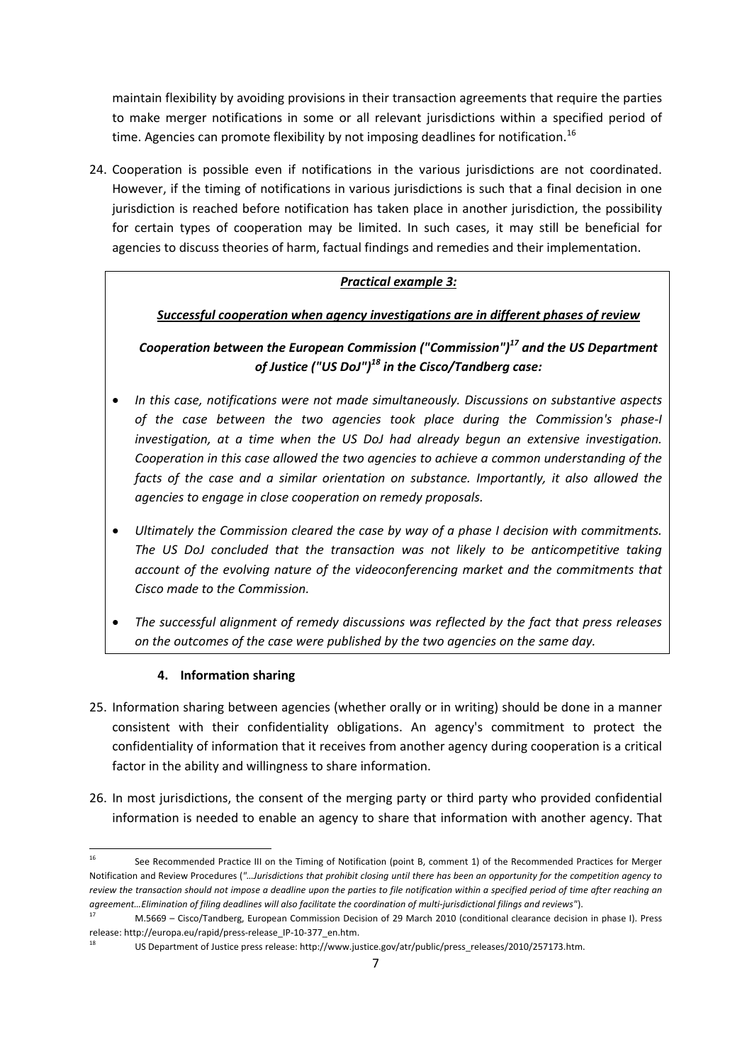maintain flexibility by avoiding provisions in their transaction agreements that require the parties to make merger notifications in some or all relevant jurisdictions within a specified period of time. Agencies can promote flexibility by not imposing deadlines for notification.[16]

24. Cooperation is possible even if notifications in the various jurisdictions are not coordinated. However, if the timing of notifications in various jurisdictions is such that a final decision in one jurisdiction is reached before notification has taken place in another jurisdiction, the possibility for certain types of cooperation may be limited. In such cases, it may still be beneficial for agencies to discuss theories of harm, factual findings and remedies and their implementation.

***Practical example 3:***

***Successful cooperation when agency investigations are in different phases of review***

***Cooperation between the European Commission ("Commission")[17] and the US Department of Justice ("US DoJ")[18] in the Cisco/Tandberg case:***

- *In this case, notifications were not made simultaneously. Discussions on substantive aspects of the case between the two agencies took place during the Commission's phase-I investigation, at a time when the US DoJ had already begun an extensive investigation. Cooperation in this case allowed the two agencies to achieve a common understanding of the facts of the case and a similar orientation on substance. Importantly, it also allowed the agencies to engage in close cooperation on remedy proposals.*
- *Ultimately the Commission cleared the case by way of a phase I decision with commitments. The US DoJ concluded that the transaction was not likely to be anticompetitive taking account of the evolving nature of the videoconferencing market and the commitments that Cisco made to the Commission.*
- *The successful alignment of remedy discussions was reflected by the fact that press releases on the outcomes of the case were published by the two agencies on the same day.*

### 4. Information sharing

25. Information sharing between agencies (whether orally or in writing) should be done in a manner consistent with their confidentiality obligations. An agency's commitment to protect the confidentiality of information that it receives from another agency during cooperation is a critical factor in the ability and willingness to share information.

26. In most jurisdictions, the consent of the merging party or third party who provided confidential information is needed to enable an agency to share that information with another agency. That

---

[16] See Recommended Practice III on the Timing of Notification (point B, comment 1) of the Recommended Practices for Merger Notification and Review Procedures (*"…Jurisdictions that prohibit closing until there has been an opportunity for the competition agency to review the transaction should not impose a deadline upon the parties to file notification within a specified period of time after reaching an agreement…Elimination of filing deadlines will also facilitate the coordination of multi-jurisdictional filings and reviews"*).

[17] M.5669 – Cisco/Tandberg, European Commission Decision of 29 March 2010 (conditional clearance decision in phase I). Press release: http://europa.eu/rapid/press-release_IP-10-377_en.htm.

[18] US Department of Justice press release: http://www.justice.gov/atr/public/press_releases/2010/257173.htm.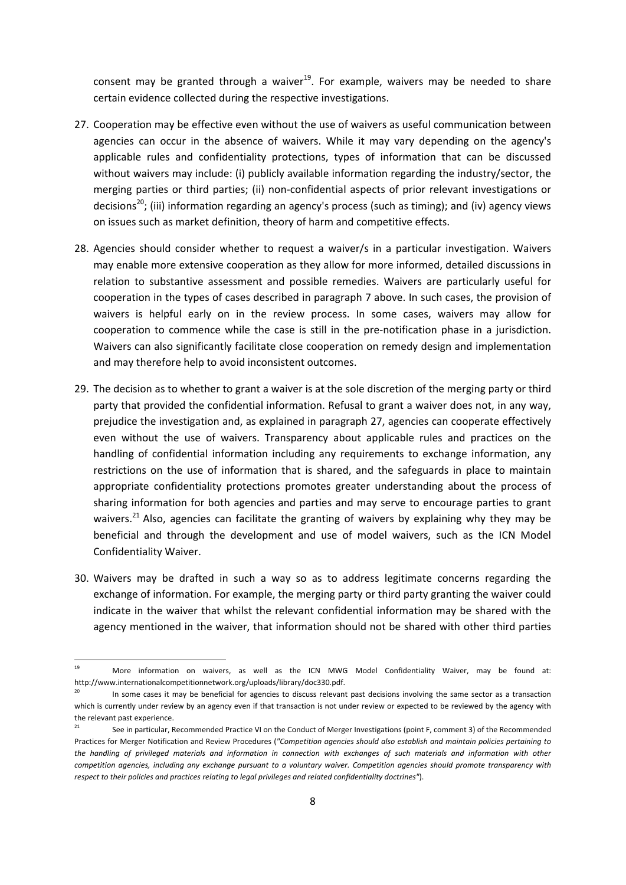consent may be granted through a waiver[19]. For example, waivers may be needed to share certain evidence collected during the respective investigations.

27. Cooperation may be effective even without the use of waivers as useful communication between agencies can occur in the absence of waivers. While it may vary depending on the agency's applicable rules and confidentiality protections, types of information that can be discussed without waivers may include: (i) publicly available information regarding the industry/sector, the merging parties or third parties; (ii) non-confidential aspects of prior relevant investigations or decisions[20]; (iii) information regarding an agency's process (such as timing); and (iv) agency views on issues such as market definition, theory of harm and competitive effects.

28. Agencies should consider whether to request a waiver/s in a particular investigation. Waivers may enable more extensive cooperation as they allow for more informed, detailed discussions in relation to substantive assessment and possible remedies. Waivers are particularly useful for cooperation in the types of cases described in paragraph 7 above. In such cases, the provision of waivers is helpful early on in the review process. In some cases, waivers may allow for cooperation to commence while the case is still in the pre-notification phase in a jurisdiction. Waivers can also significantly facilitate close cooperation on remedy design and implementation and may therefore help to avoid inconsistent outcomes.

29. The decision as to whether to grant a waiver is at the sole discretion of the merging party or third party that provided the confidential information. Refusal to grant a waiver does not, in any way, prejudice the investigation and, as explained in paragraph 27, agencies can cooperate effectively even without the use of waivers. Transparency about applicable rules and practices on the handling of confidential information including any requirements to exchange information, any restrictions on the use of information that is shared, and the safeguards in place to maintain appropriate confidentiality protections promotes greater understanding about the process of sharing information for both agencies and parties and may serve to encourage parties to grant waivers.[21] Also, agencies can facilitate the granting of waivers by explaining why they may be beneficial and through the development and use of model waivers, such as the ICN Model Confidentiality Waiver.

30. Waivers may be drafted in such a way so as to address legitimate concerns regarding the exchange of information. For example, the merging party or third party granting the waiver could indicate in the waiver that whilst the relevant confidential information may be shared with the agency mentioned in the waiver, that information should not be shared with other third parties

---

[19] More information on waivers, as well as the ICN MWG Model Confidentiality Waiver, may be found at: http://www.internationalcompetitionnetwork.org/uploads/library/doc330.pdf.

[20] In some cases it may be beneficial for agencies to discuss relevant past decisions involving the same sector as a transaction which is currently under review by an agency even if that transaction is not under review or expected to be reviewed by the agency with the relevant past experience.

[21] See in particular, Recommended Practice VI on the Conduct of Merger Investigations (point F, comment 3) of the Recommended Practices for Merger Notification and Review Procedures (*"Competition agencies should also establish and maintain policies pertaining to the handling of privileged materials and information in connection with exchanges of such materials and information with other competition agencies, including any exchange pursuant to a voluntary waiver. Competition agencies should promote transparency with respect to their policies and practices relating to legal privileges and related confidentiality doctrines"*).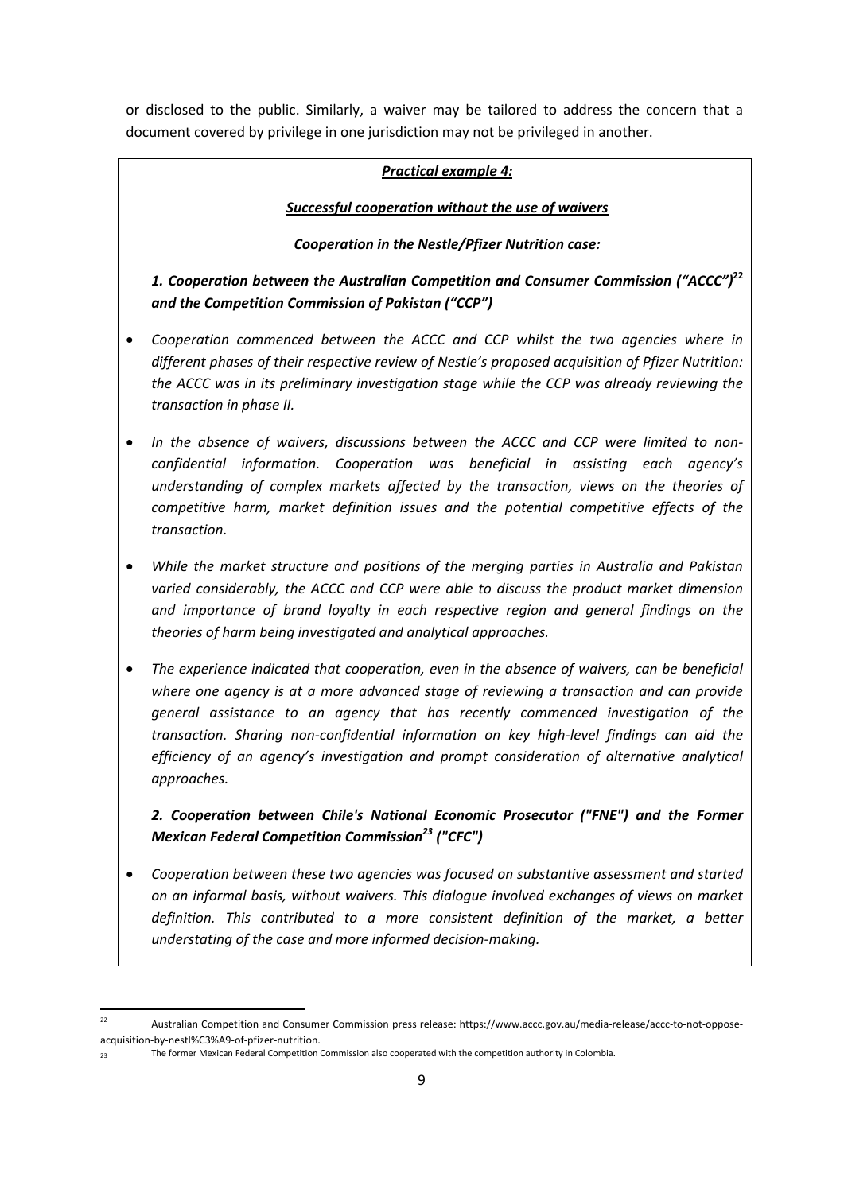or disclosed to the public. Similarly, a waiver may be tailored to address the concern that a document covered by privilege in one jurisdiction may not be privileged in another.

***<u>Practical example 4:</u>***

***<u>Successful cooperation without the use of waivers</u>***

***Cooperation in the Nestle/Pfizer Nutrition case:***

***1. Cooperation between the Australian Competition and Consumer Commission ("ACCC")[22] and the Competition Commission of Pakistan ("CCP")***

- *Cooperation commenced between the ACCC and CCP whilst the two agencies where in different phases of their respective review of Nestle's proposed acquisition of Pfizer Nutrition: the ACCC was in its preliminary investigation stage while the CCP was already reviewing the transaction in phase II.*
- *In the absence of waivers, discussions between the ACCC and CCP were limited to non-confidential information. Cooperation was beneficial in assisting each agency's understanding of complex markets affected by the transaction, views on the theories of competitive harm, market definition issues and the potential competitive effects of the transaction.*
- *While the market structure and positions of the merging parties in Australia and Pakistan varied considerably, the ACCC and CCP were able to discuss the product market dimension and importance of brand loyalty in each respective region and general findings on the theories of harm being investigated and analytical approaches.*
- *The experience indicated that cooperation, even in the absence of waivers, can be beneficial where one agency is at a more advanced stage of reviewing a transaction and can provide general assistance to an agency that has recently commenced investigation of the transaction. Sharing non-confidential information on key high-level findings can aid the efficiency of an agency's investigation and prompt consideration of alternative analytical approaches.*

***2. Cooperation between Chile's National Economic Prosecutor ("FNE") and the Former Mexican Federal Competition Commission[23] ("CFC")***

- *Cooperation between these two agencies was focused on substantive assessment and started on an informal basis, without waivers. This dialogue involved exchanges of views on market definition. This contributed to a more consistent definition of the market, a better understating of the case and more informed decision-making.*

---

[22] Australian Competition and Consumer Commission press release: https://www.accc.gov.au/media-release/accc-to-not-oppose-acquisition-by-nestl%C3%A9-of-pfizer-nutrition.

[23] The former Mexican Federal Competition Commission also cooperated with the competition authority in Colombia.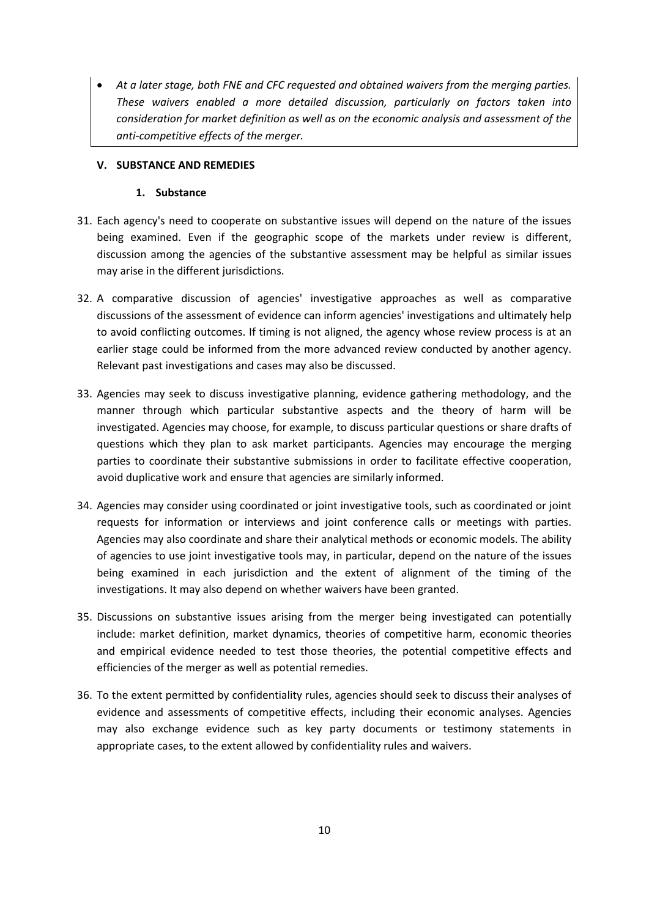- *At a later stage, both FNE and CFC requested and obtained waivers from the merging parties. These waivers enabled a more detailed discussion, particularly on factors taken into consideration for market definition as well as on the economic analysis and assessment of the anti-competitive effects of the merger.*

## V. SUBSTANCE AND REMEDIES

### 1. Substance

31. Each agency's need to cooperate on substantive issues will depend on the nature of the issues being examined. Even if the geographic scope of the markets under review is different, discussion among the agencies of the substantive assessment may be helpful as similar issues may arise in the different jurisdictions.

32. A comparative discussion of agencies' investigative approaches as well as comparative discussions of the assessment of evidence can inform agencies' investigations and ultimately help to avoid conflicting outcomes. If timing is not aligned, the agency whose review process is at an earlier stage could be informed from the more advanced review conducted by another agency. Relevant past investigations and cases may also be discussed.

33. Agencies may seek to discuss investigative planning, evidence gathering methodology, and the manner through which particular substantive aspects and the theory of harm will be investigated. Agencies may choose, for example, to discuss particular questions or share drafts of questions which they plan to ask market participants. Agencies may encourage the merging parties to coordinate their substantive submissions in order to facilitate effective cooperation, avoid duplicative work and ensure that agencies are similarly informed.

34. Agencies may consider using coordinated or joint investigative tools, such as coordinated or joint requests for information or interviews and joint conference calls or meetings with parties. Agencies may also coordinate and share their analytical methods or economic models. The ability of agencies to use joint investigative tools may, in particular, depend on the nature of the issues being examined in each jurisdiction and the extent of alignment of the timing of the investigations. It may also depend on whether waivers have been granted.

35. Discussions on substantive issues arising from the merger being investigated can potentially include: market definition, market dynamics, theories of competitive harm, economic theories and empirical evidence needed to test those theories, the potential competitive effects and efficiencies of the merger as well as potential remedies.

36. To the extent permitted by confidentiality rules, agencies should seek to discuss their analyses of evidence and assessments of competitive effects, including their economic analyses. Agencies may also exchange evidence such as key party documents or testimony statements in appropriate cases, to the extent allowed by confidentiality rules and waivers.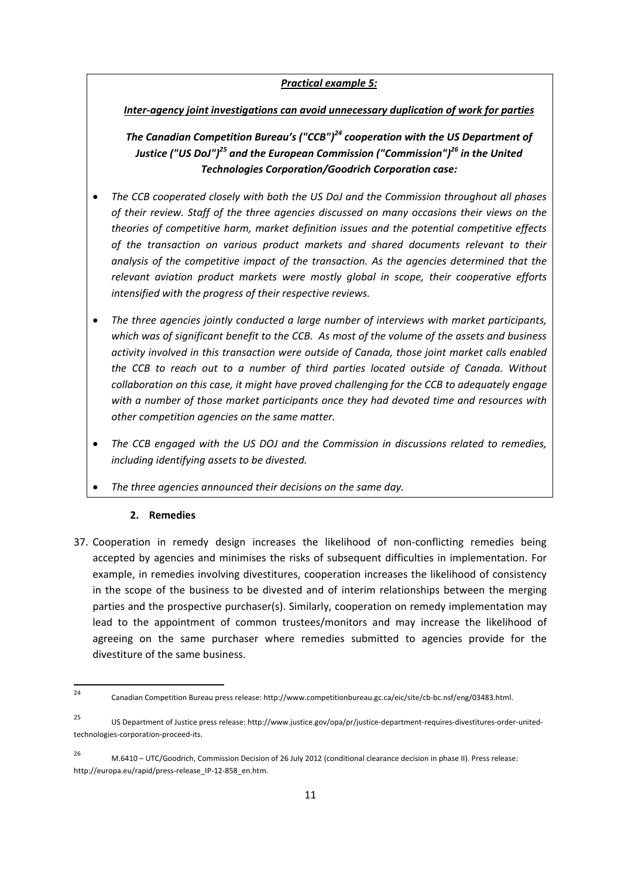***Practical example 5:***

***Inter-agency joint investigations can avoid unnecessary duplication of work for parties***

***The Canadian Competition Bureau's ("CCB")[24] cooperation with the US Department of Justice ("US DoJ")[25] and the European Commission ("Commission")[26] in the United Technologies Corporation/Goodrich Corporation case:***

- *The CCB cooperated closely with both the US DoJ and the Commission throughout all phases of their review. Staff of the three agencies discussed on many occasions their views on the theories of competitive harm, market definition issues and the potential competitive effects of the transaction on various product markets and shared documents relevant to their analysis of the competitive impact of the transaction. As the agencies determined that the relevant aviation product markets were mostly global in scope, their cooperative efforts intensified with the progress of their respective reviews.*
- *The three agencies jointly conducted a large number of interviews with market participants, which was of significant benefit to the CCB. As most of the volume of the assets and business activity involved in this transaction were outside of Canada, those joint market calls enabled the CCB to reach out to a number of third parties located outside of Canada. Without collaboration on this case, it might have proved challenging for the CCB to adequately engage with a number of those market participants once they had devoted time and resources with other competition agencies on the same matter.*
- *The CCB engaged with the US DOJ and the Commission in discussions related to remedies, including identifying assets to be divested.*
- *The three agencies announced their decisions on the same day.*

### 2. Remedies

37. Cooperation in remedy design increases the likelihood of non-conflicting remedies being accepted by agencies and minimises the risks of subsequent difficulties in implementation. For example, in remedies involving divestitures, cooperation increases the likelihood of consistency in the scope of the business to be divested and of interim relationships between the merging parties and the prospective purchaser(s). Similarly, cooperation on remedy implementation may lead to the appointment of common trustees/monitors and may increase the likelihood of agreeing on the same purchaser where remedies submitted to agencies provide for the divestiture of the same business.

---

[24] Canadian Competition Bureau press release: http://www.competitionbureau.gc.ca/eic/site/cb-bc.nsf/eng/03483.html.

[25] US Department of Justice press release: http://www.justice.gov/opa/pr/justice-department-requires-divestitures-order-united-technologies-corporation-proceed-its.

[26] M.6410 – UTC/Goodrich, Commission Decision of 26 July 2012 (conditional clearance decision in phase II). Press release: http://europa.eu/rapid/press-release_IP-12-858_en.htm.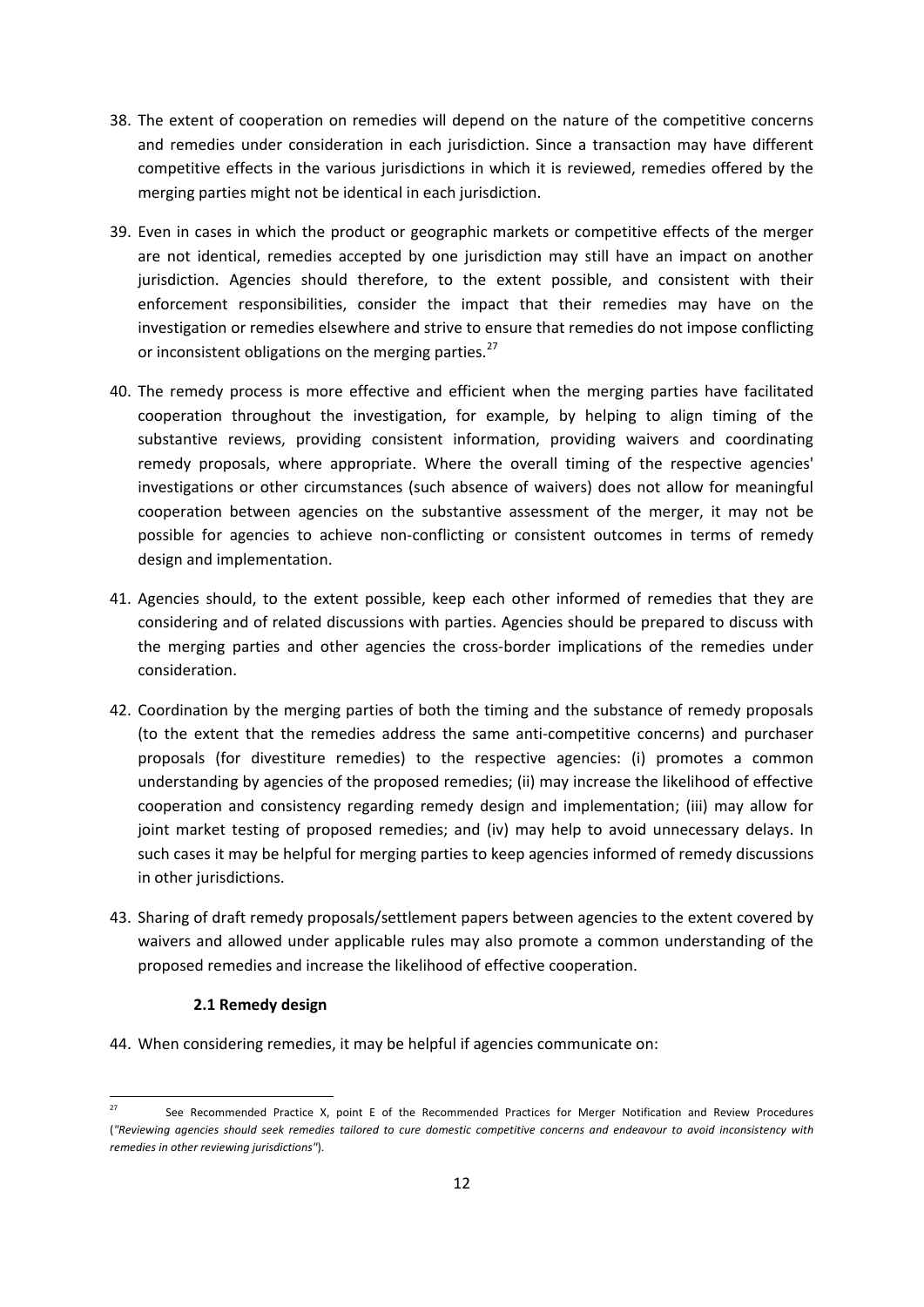38. The extent of cooperation on remedies will depend on the nature of the competitive concerns and remedies under consideration in each jurisdiction. Since a transaction may have different competitive effects in the various jurisdictions in which it is reviewed, remedies offered by the merging parties might not be identical in each jurisdiction.

39. Even in cases in which the product or geographic markets or competitive effects of the merger are not identical, remedies accepted by one jurisdiction may still have an impact on another jurisdiction. Agencies should therefore, to the extent possible, and consistent with their enforcement responsibilities, consider the impact that their remedies may have on the investigation or remedies elsewhere and strive to ensure that remedies do not impose conflicting or inconsistent obligations on the merging parties.[27]

40. The remedy process is more effective and efficient when the merging parties have facilitated cooperation throughout the investigation, for example, by helping to align timing of the substantive reviews, providing consistent information, providing waivers and coordinating remedy proposals, where appropriate. Where the overall timing of the respective agencies' investigations or other circumstances (such absence of waivers) does not allow for meaningful cooperation between agencies on the substantive assessment of the merger, it may not be possible for agencies to achieve non-conflicting or consistent outcomes in terms of remedy design and implementation.

41. Agencies should, to the extent possible, keep each other informed of remedies that they are considering and of related discussions with parties. Agencies should be prepared to discuss with the merging parties and other agencies the cross-border implications of the remedies under consideration.

42. Coordination by the merging parties of both the timing and the substance of remedy proposals (to the extent that the remedies address the same anti-competitive concerns) and purchaser proposals (for divestiture remedies) to the respective agencies: (i) promotes a common understanding by agencies of the proposed remedies; (ii) may increase the likelihood of effective cooperation and consistency regarding remedy design and implementation; (iii) may allow for joint market testing of proposed remedies; and (iv) may help to avoid unnecessary delays. In such cases it may be helpful for merging parties to keep agencies informed of remedy discussions in other jurisdictions.

43. Sharing of draft remedy proposals/settlement papers between agencies to the extent covered by waivers and allowed under applicable rules may also promote a common understanding of the proposed remedies and increase the likelihood of effective cooperation.

### 2.1 Remedy design

44. When considering remedies, it may be helpful if agencies communicate on:

---

[27] See Recommended Practice X, point E of the Recommended Practices for Merger Notification and Review Procedures (*"Reviewing agencies should seek remedies tailored to cure domestic competitive concerns and endeavour to avoid inconsistency with remedies in other reviewing jurisdictions"*).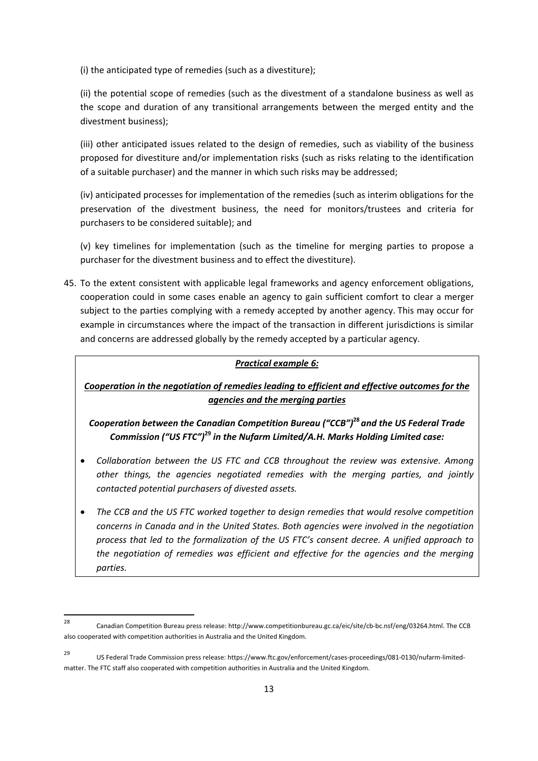(i) the anticipated type of remedies (such as a divestiture);

(ii) the potential scope of remedies (such as the divestment of a standalone business as well as the scope and duration of any transitional arrangements between the merged entity and the divestment business);

(iii) other anticipated issues related to the design of remedies, such as viability of the business proposed for divestiture and/or implementation risks (such as risks relating to the identification of a suitable purchaser) and the manner in which such risks may be addressed;

(iv) anticipated processes for implementation of the remedies (such as interim obligations for the preservation of the divestment business, the need for monitors/trustees and criteria for purchasers to be considered suitable); and

(v) key timelines for implementation (such as the timeline for merging parties to propose a purchaser for the divestment business and to effect the divestiture).

45. To the extent consistent with applicable legal frameworks and agency enforcement obligations, cooperation could in some cases enable an agency to gain sufficient comfort to clear a merger subject to the parties complying with a remedy accepted by another agency. This may occur for example in circumstances where the impact of the transaction in different jurisdictions is similar and concerns are addressed globally by the remedy accepted by a particular agency.

> ***Practical example 6:***
>
> ***Cooperation in the negotiation of remedies leading to efficient and effective outcomes for the agencies and the merging parties***
>
> ***Cooperation between the Canadian Competition Bureau ("CCB")[28] and the US Federal Trade Commission ("US FTC")[29] in the Nufarm Limited/A.H. Marks Holding Limited case:***
>
> - *Collaboration between the US FTC and CCB throughout the review was extensive. Among other things, the agencies negotiated remedies with the merging parties, and jointly contacted potential purchasers of divested assets.*
> - *The CCB and the US FTC worked together to design remedies that would resolve competition concerns in Canada and in the United States. Both agencies were involved in the negotiation process that led to the formalization of the US FTC's consent decree. A unified approach to the negotiation of remedies was efficient and effective for the agencies and the merging parties.*

---

[28] Canadian Competition Bureau press release: http://www.competitionbureau.gc.ca/eic/site/cb-bc.nsf/eng/03264.html. The CCB also cooperated with competition authorities in Australia and the United Kingdom.

[29] US Federal Trade Commission press release: https://www.ftc.gov/enforcement/cases-proceedings/081-0130/nufarm-limited-matter. The FTC staff also cooperated with competition authorities in Australia and the United Kingdom.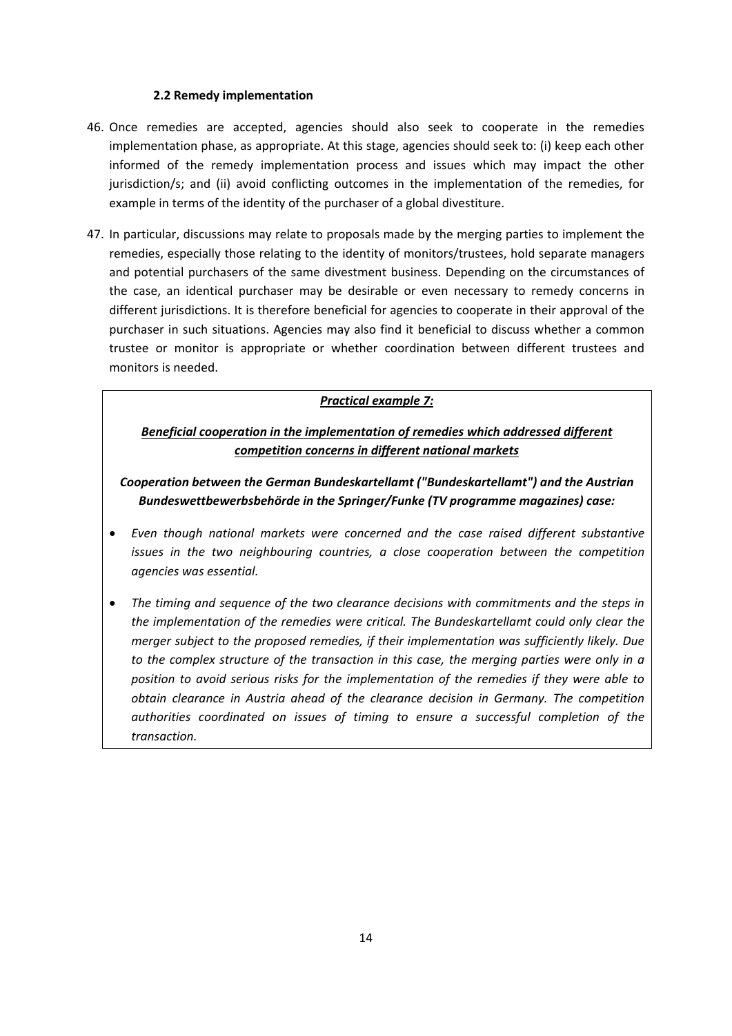### 2.2 Remedy implementation

46. Once remedies are accepted, agencies should also seek to cooperate in the remedies implementation phase, as appropriate. At this stage, agencies should seek to: (i) keep each other informed of the remedy implementation process and issues which may impact the other jurisdiction/s; and (ii) avoid conflicting outcomes in the implementation of the remedies, for example in terms of the identity of the purchaser of a global divestiture.

47. In particular, discussions may relate to proposals made by the merging parties to implement the remedies, especially those relating to the identity of monitors/trustees, hold separate managers and potential purchasers of the same divestment business. Depending on the circumstances of the case, an identical purchaser may be desirable or even necessary to remedy concerns in different jurisdictions. It is therefore beneficial for agencies to cooperate in their approval of the purchaser in such situations. Agencies may also find it beneficial to discuss whether a common trustee or monitor is appropriate or whether coordination between different trustees and monitors is needed.

> ***<u>Practical example 7:</u>***
>
> ***<u>Beneficial cooperation in the implementation of remedies which addressed different competition concerns in different national markets</u>***
>
> ***Cooperation between the German Bundeskartellamt ("Bundeskartellamt") and the Austrian Bundeswettbewerbsbehörde in the Springer/Funke (TV programme magazines) case:***
>
> - *Even though national markets were concerned and the case raised different substantive issues in the two neighbouring countries, a close cooperation between the competition agencies was essential.*
> - *The timing and sequence of the two clearance decisions with commitments and the steps in the implementation of the remedies were critical. The Bundeskartellamt could only clear the merger subject to the proposed remedies, if their implementation was sufficiently likely. Due to the complex structure of the transaction in this case, the merging parties were only in a position to avoid serious risks for the implementation of the remedies if they were able to obtain clearance in Austria ahead of the clearance decision in Germany. The competition authorities coordinated on issues of timing to ensure a successful completion of the transaction.*